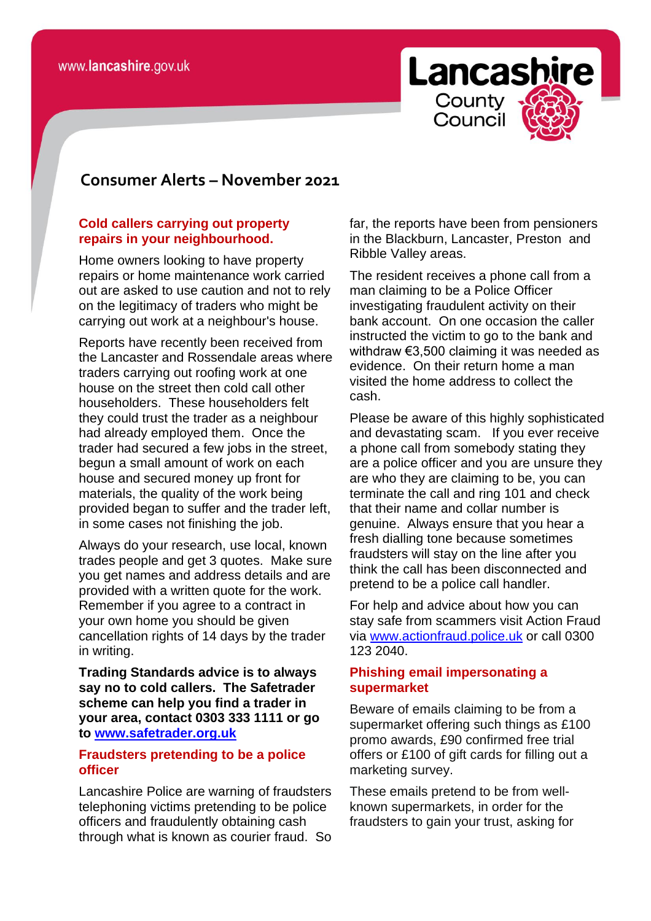# Consumer Alerts – November 2021

## Cold callers carrying out property repairs in your neighbourhood.

Home owners looking to have property repairs or home maintenance work carried out are asked to use caution and not to rely on the legitimacy of traders who might be carrying out work at a neighbour's house.

Reports have recently been received from the Lancaster and Rossendale areas where traders carrying out roofing work at one house on the street then cold call other householders. These householders felt they could trust the trader as a neighbour had already employed them. Once the trader had secured a few jobs in the street, begun a small amount of work on each house and secured money up front for materials, the quality of the work being provided began to suffer and the trader left, in some cases not finishing the job.

Always do your research, use local, known trades people and get 3 quotes. Make sure you get names and address details and are provided with a written quote for the work. Remember if you agree to a contract in your own home you should be given cancellation rights of 14 days by the trader in writing.

**Trading Standards advice is to always say no to cold callers. The Safetrader scheme can help you find a trader in your area, contact 0303 333 1111 or go to [www.safetrader.org.uk](http://www.safetrader.org.uk)**

## Fraudsters pretending to be a police officer

Lancashire Police are warning of fraudsters telephoning victims pretending to be police officers and fraudulently obtaining cash through what is known as courier fraud. So far, the reports have been from pensioners in the Blackburn, Lancaster, Preston and Ribble Valley areas.

The resident receives a phone call from a man claiming to be a Police Officer investigating fraudulent activity on their bank account. On one occasion the caller instructed the victim to go to the bank and withdraw €3,500 claiming it was needed as evidence. On their return home a man visited the home address to collect the cash.

Please be aware of this highly sophisticated and devastating scam. If you ever receive a phone call from somebody stating they are a police officer and you are unsure they are who they are claiming to be, you can terminate the call and ring 101 and check that their name and collar number is genuine. Always ensure that you hear a fresh dialling tone because sometimes fraudsters will stay on the line after you think the call has been disconnected and pretend to be a police call handler.

For help and advice about how you can stay safe from scammers visit Action Fraud via [www.actionfraud.police.uk](http://www.actionfraud.police.uk) or call 0300 123 2040.

## Phishing email impersonating a supermarket

Beware of emails claiming to be from a supermarket offering such things as £100 promo awards, £90 confirmed free trial offers or £100 of gift cards for filling out a marketing survey.

These emails pretend to be from well-known supermarkets, in order for the fraudsters to gain your trust, asking for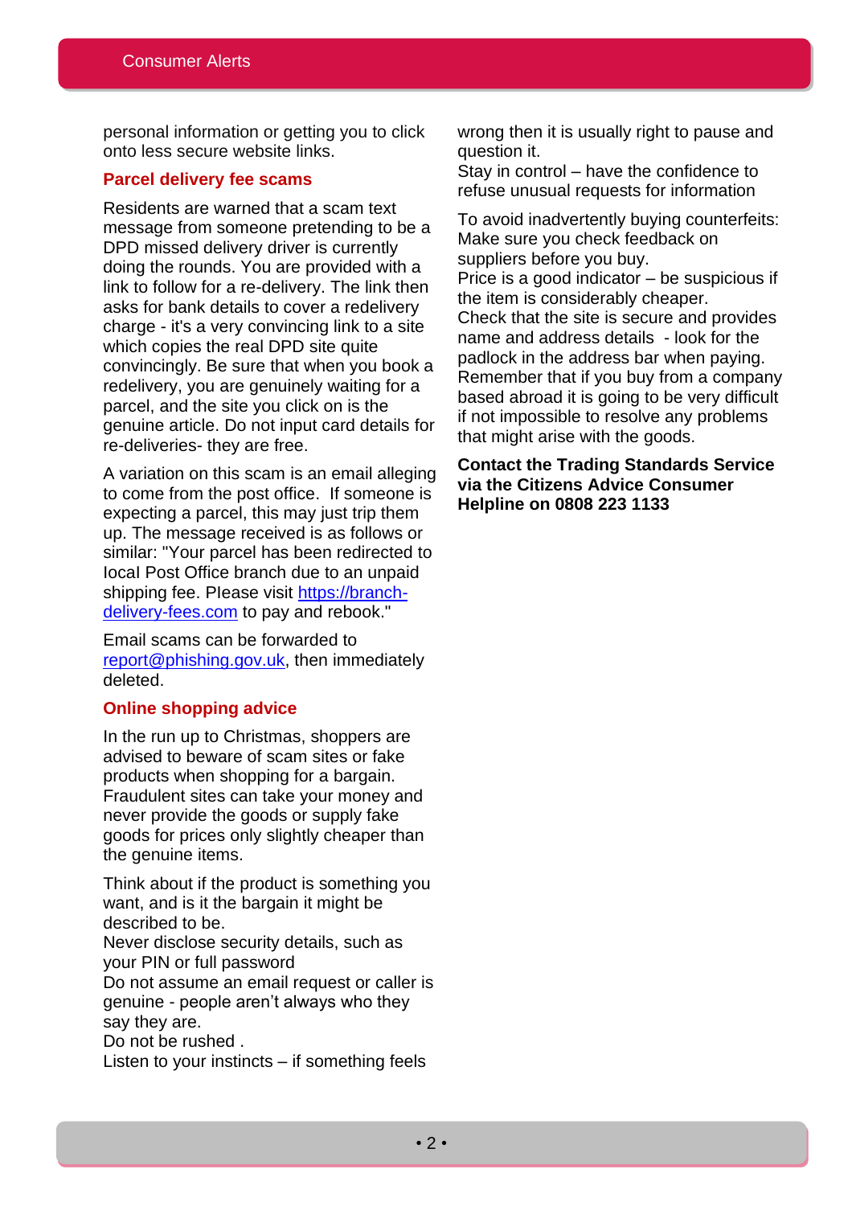personal information or getting you to click onto less secure website links.

## Parcel delivery fee scams

Residents are warned that a scam text message from someone pretending to be a DPD missed delivery driver is currently doing the rounds. You are provided with a link to follow for a re-delivery. The link then asks for bank details to cover a redelivery charge - it's a very convincing link to a site which copies the real DPD site quite convincingly. Be sure that when you book a redelivery, you are genuinely waiting for a parcel, and the site you click on is the genuine article. Do not input card details for re-deliveries- they are free.

A variation on this scam is an email alleging to come from the post office. If someone is expecting a parcel, this may just trip them up. The message received is as follows or similar: "Your parcel has been redirected to local Post Office branch due to an unpaid shipping fee. Please visit https://branch-delivery-fees.com to pay and rebook."

Email scams can be forwarded to report@phishing.gov.uk, then immediately deleted.

## Online shopping advice

In the run up to Christmas, shoppers are advised to beware of scam sites or fake products when shopping for a bargain. Fraudulent sites can take your money and never provide the goods or supply fake goods for prices only slightly cheaper than the genuine items.

Think about if the product is something you want, and is it the bargain it might be described to be.
Never disclose security details, such as your PIN or full password
Do not assume an email request or caller is genuine - people aren't always who they say they are.
Do not be rushed .
Listen to your instincts – if something feels wrong then it is usually right to pause and question it.
Stay in control – have the confidence to refuse unusual requests for information

To avoid inadvertently buying counterfeits:
Make sure you check feedback on suppliers before you buy.
Price is a good indicator – be suspicious if the item is considerably cheaper.
Check that the site is secure and provides name and address details - look for the padlock in the address bar when paying.
Remember that if you buy from a company based abroad it is going to be very difficult if not impossible to resolve any problems that might arise with the goods.

**Contact the Trading Standards Service via the Citizens Advice Consumer Helpline on 0808 223 1133**